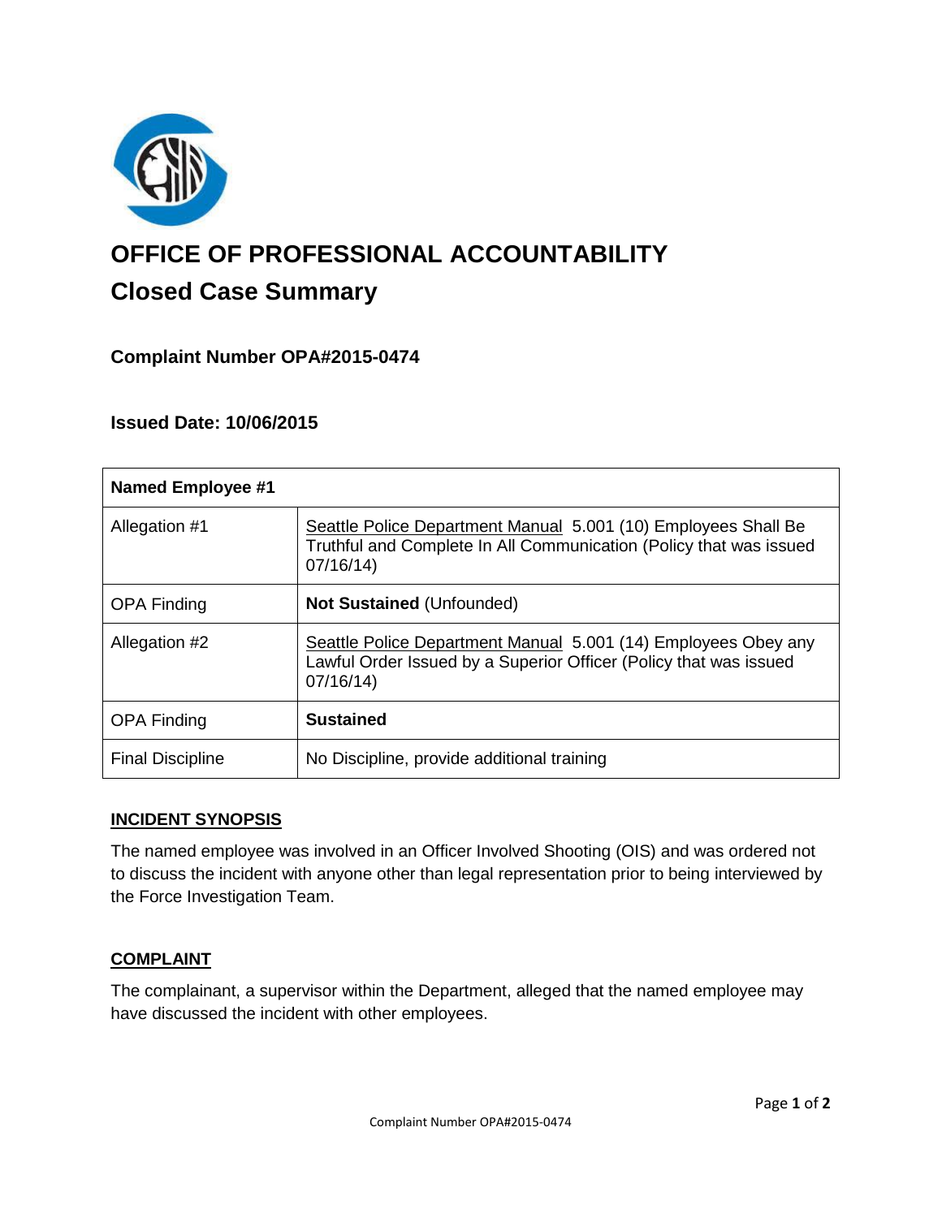# OFFICE OF PROFESSIONAL ACCOUNTABILITY

## Closed Case Summary

### Complaint Number OPA#2015-0474

### Issued Date: 10/06/2015

| **Named Employee #1** | |
|---|---|
| Allegation #1 | Seattle Police Department Manual 5.001 (10) Employees Shall Be Truthful and Complete In All Communication (Policy that was issued 07/16/14) |
| OPA Finding | **Not Sustained** (Unfounded) |
| Allegation #2 | Seattle Police Department Manual 5.001 (14) Employees Obey any Lawful Order Issued by a Superior Officer (Policy that was issued 07/16/14) |
| OPA Finding | **Sustained** |
| Final Discipline | No Discipline, provide additional training |

### INCIDENT SYNOPSIS

The named employee was involved in an Officer Involved Shooting (OIS) and was ordered not to discuss the incident with anyone other than legal representation prior to being interviewed by the Force Investigation Team.

### COMPLAINT

The complainant, a supervisor within the Department, alleged that the named employee may have discussed the incident with other employees.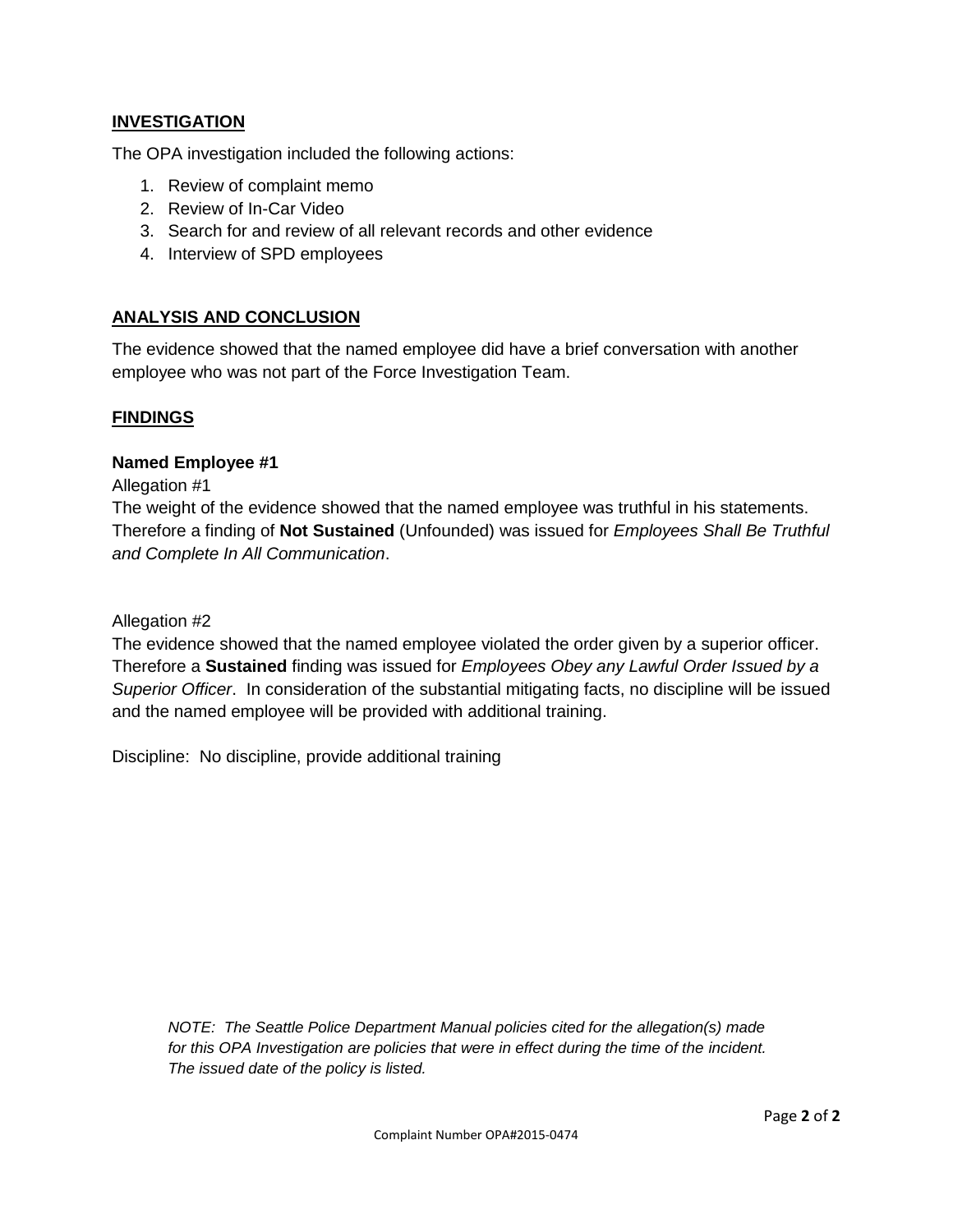## INVESTIGATION

The OPA investigation included the following actions:

1. Review of complaint memo
2. Review of In-Car Video
3. Search for and review of all relevant records and other evidence
4. Interview of SPD employees

## ANALYSIS AND CONCLUSION

The evidence showed that the named employee did have a brief conversation with another employee who was not part of the Force Investigation Team.

## FINDINGS

**Named Employee #1**

Allegation #1

The weight of the evidence showed that the named employee was truthful in his statements. Therefore a finding of **Not Sustained** (Unfounded) was issued for *Employees Shall Be Truthful and Complete In All Communication*.

Allegation #2

The evidence showed that the named employee violated the order given by a superior officer. Therefore a **Sustained** finding was issued for *Employees Obey any Lawful Order Issued by a Superior Officer*. In consideration of the substantial mitigating facts, no discipline will be issued and the named employee will be provided with additional training.

Discipline: No discipline, provide additional training

*NOTE: The Seattle Police Department Manual policies cited for the allegation(s) made for this OPA Investigation are policies that were in effect during the time of the incident. The issued date of the policy is listed.*

Complaint Number OPA#2015-0474